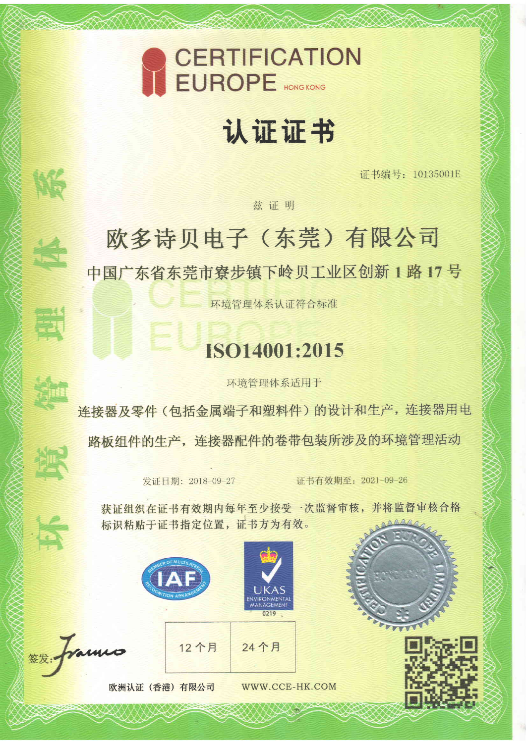CERTIFICATION EUROPE HONG KONG

# 认证证书

证书编号：10135001E

环境管理体系

兹 证 明

## 欧多诗贝电子（东莞）有限公司

**中国广东省东莞市寮步镇下岭贝工业区创新 1 路 17 号**

环境管理体系认证符合标准

## ISO14001:2015

环境管理体系适用于

连接器及零件（包括金属端子和塑料件）的设计和生产，连接器用电路板组件的生产，连接器配件的卷带包装所涉及的环境管理活动

发证日期：2018-09-27　　　　证书有效期至：2021-09-26

获证组织在证书有效期内每年至少接受一次监督审核，并将监督审核合格标识粘贴于证书指定位置，证书方为有效。

IAF MEMBER OF MULTILATERAL RECOGNITION ARRANGEMENT

UKAS ENVIRONMENTAL MANAGEMENT 0219

CERTIFICATION EUROPE LIMITED HONG KONG

| 12 个月 | 24 个月 |
| --- | --- |

签发：

欧洲认证（香港）有限公司　　WWW.CCE-HK.COM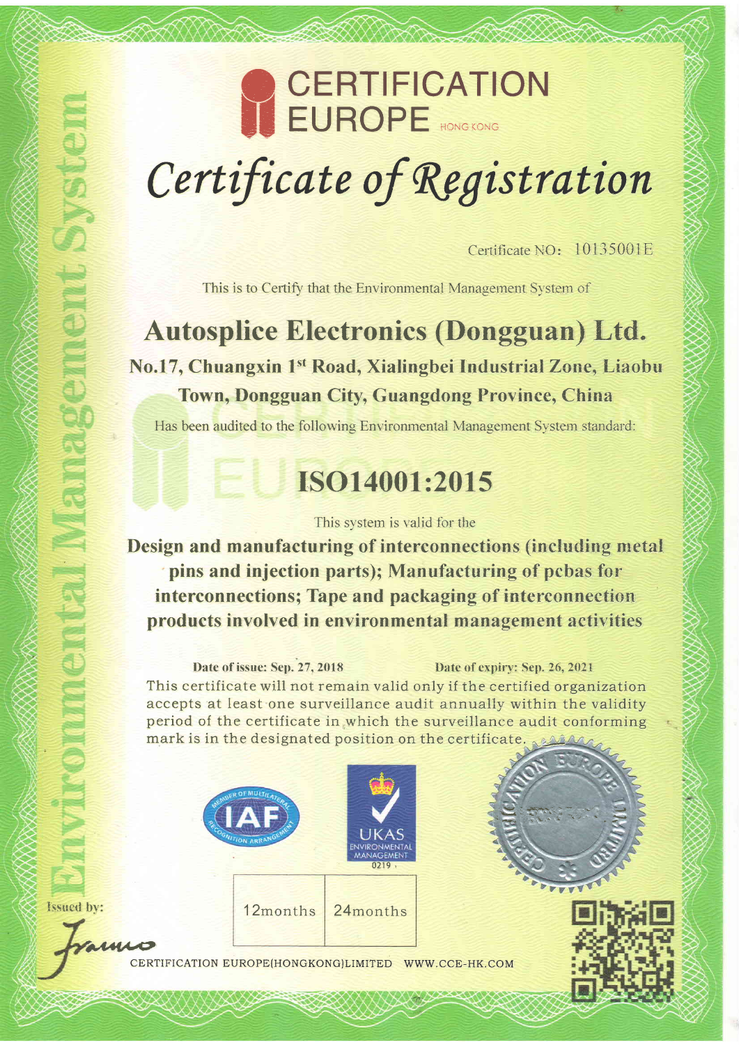Environmental Management System

# CERTIFICATION EUROPE

HONG KONG

# *Certificate of Registration*

Certificate NO: 10135001E

This is to Certify that the Environmental Management System of

## Autosplice Electronics (Dongguan) Ltd.

**No.17, Chuangxin 1st Road, Xialingbei Industrial Zone, Liaobu Town, Dongguan City, Guangdong Province, China**

Has been audited to the following Environmental Management System standard:

## ISO14001:2015

This system is valid for the

**Design and manufacturing of interconnections (including metal pins and injection parts); Manufacturing of pcbas for interconnections; Tape and packaging of interconnection products involved in environmental management activities**

**Date of issue: Sep. 27, 2018** **Date of expiry: Sep. 26, 2021**

This certificate will not remain valid only if the certified organization accepts at least one surveillance audit annually within the validity period of the certificate in which the surveillance audit conforming mark is in the designated position on the certificate.

IAF MEMBER OF MULTILATERAL RECOGNITION ARRANGEMENT

UKAS ENVIRONMENTAL MANAGEMENT 0219

| | |
|---|---|
| 12months | 24months |

CERTIFICATION EUROPE LIMITED

Issued by:

CERTIFICATION EUROPE(HONGKONG)LIMITED WWW.CCE-HK.COM